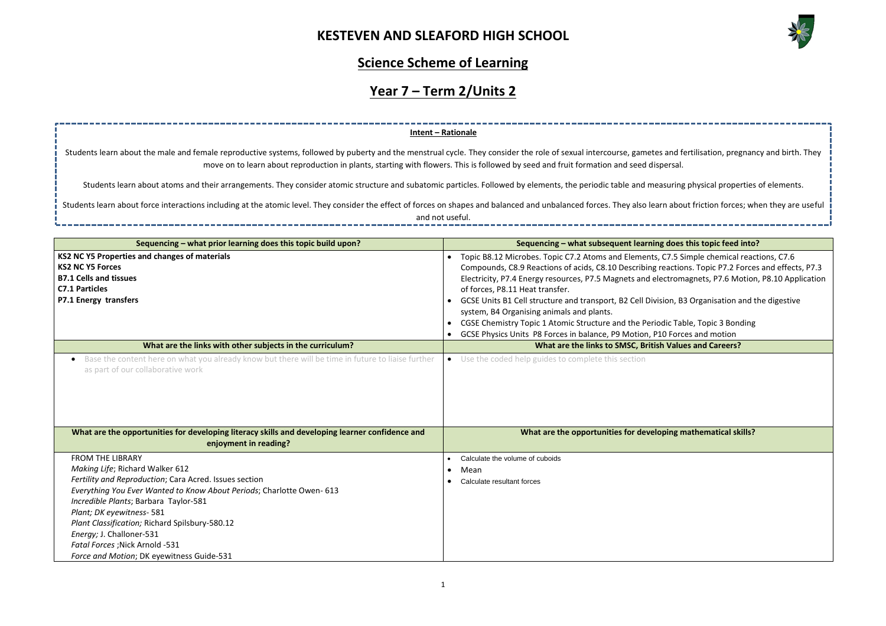# KESTEVEN AND SLEAFORD HIGH SCHOOL

## Science Scheme of Learning

## Year 7 – Term 2/Units 2

**Intent – Rationale**

Students learn about the male and female reproductive systems, followed by puberty and the menstrual cycle. They consider the role of sexual intercourse, gametes and fertilisation, pregnancy and birth. They move on to learn about reproduction in plants, starting with flowers. This is followed by seed and fruit formation and seed dispersal.

Students learn about atoms and their arrangements. They consider atomic structure and subatomic particles. Followed by elements, the periodic table and measuring physical properties of elements.

Students learn about force interactions including at the atomic level. They consider the effect of forces on shapes and balanced and unbalanced forces. They also learn about friction forces; when they are useful and not useful.

| Sequencing – what prior learning does this topic build upon? | Sequencing – what subsequent learning does this topic feed into? |
|---|---|
| **KS2 NC Y5 Properties and changes of materials**<br>**KS2 NC Y5 Forces**<br>**B7.1 Cells and tissues**<br>**C7.1 Particles**<br>**P7.1 Energy transfers** | • Topic B8.12 Microbes. Topic C7.2 Atoms and Elements, C7.5 Simple chemical reactions, C7.6 Compounds, C8.9 Reactions of acids, C8.10 Describing reactions. Topic P7.2 Forces and effects, P7.3 Electricity, P7.4 Energy resources, P7.5 Magnets and electromagnets, P7.6 Motion, P8.10 Application of forces, P8.11 Heat transfer.<br>• GCSE Units B1 Cell structure and transport, B2 Cell Division, B3 Organisation and the digestive system, B4 Organising animals and plants.<br>• CGSE Chemistry Topic 1 Atomic Structure and the Periodic Table, Topic 3 Bonding<br>• GCSE Physics Units P8 Forces in balance, P9 Motion, P10 Forces and motion |
| **What are the links with other subjects in the curriculum?** | **What are the links to SMSC, British Values and Careers?** |
| • Base the content here on what you already know but there will be time in future to liaise further as part of our collaborative work | • Use the coded help guides to complete this section |
| **What are the opportunities for developing literacy skills and developing learner confidence and enjoyment in reading?** | **What are the opportunities for developing mathematical skills?** |
| FROM THE LIBRARY<br>*Making Life*; Richard Walker 612<br>*Fertility and Reproduction*; Cara Acred. Issues section<br>*Everything You Ever Wanted to Know About Periods*; Charlotte Owen- 613<br>*Incredible Plants*; Barbara Taylor-581<br>*Plant; DK eyewitness*- 581<br>*Plant Classification;* Richard Spilsbury-580.12<br>*Energy;* J. Challoner-531<br>*Fatal Forces* ;Nick Arnold -531<br>*Force and Motion*; DK eyewitness Guide-531 | • Calculate the volume of cuboids<br>• Mean<br>• Calculate resultant forces |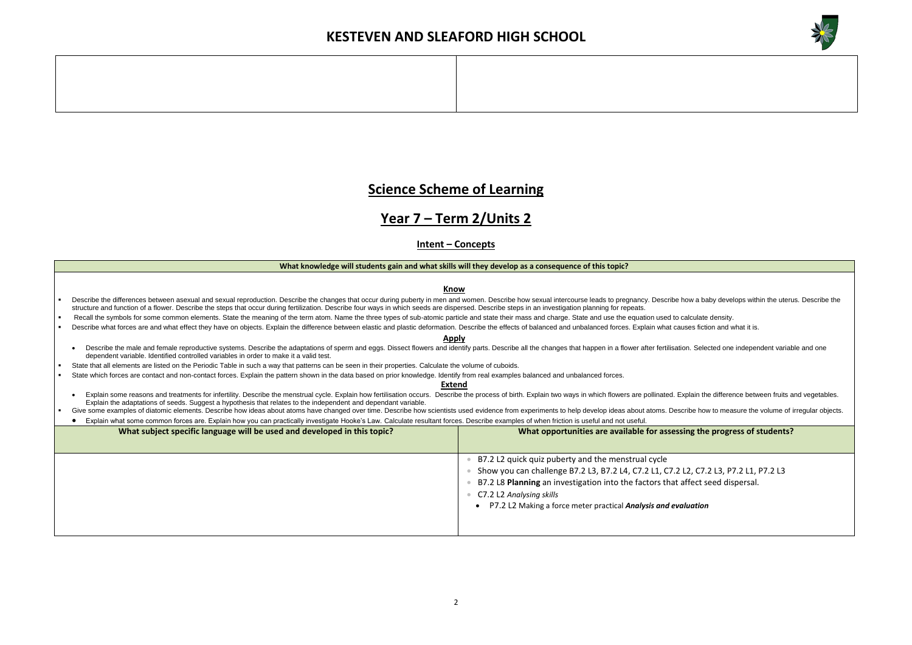# KESTEVEN AND SLEAFORD HIGH SCHOOL

| | |
|---|---|
| | |

# Science Scheme of Learning

## Year 7 – Term 2/Units 2

### Intent – Concepts

**What knowledge will students gain and what skills will they develop as a consequence of this topic?**

**Know**

- Describe the differences between asexual and sexual reproduction. Describe the changes that occur during puberty in men and women. Describe how sexual intercourse leads to pregnancy. Describe how a baby develops within the uterus. Describe the structure and function of a flower. Describe the steps that occur during fertilization. Describe four ways in which seeds are dispersed. Describe steps in an investigation planning for repeats.
- Recall the symbols for some common elements. State the meaning of the term atom. Name the three types of sub-atomic particle and state their mass and charge. State and use the equation used to calculate density.
- Describe what forces are and what effect they have on objects. Explain the difference between elastic and plastic deformation. Describe the effects of balanced and unbalanced forces. Explain what causes fiction and what it is.

**Apply**

- Describe the male and female reproductive systems. Describe the adaptations of sperm and eggs. Dissect flowers and identify parts. Describe all the changes that happen in a flower after fertilisation. Selected one independent variable and one dependent variable. Identified controlled variables in order to make it a valid test.
- State that all elements are listed on the Periodic Table in such a way that patterns can be seen in their properties. Calculate the volume of cuboids.
- State which forces are contact and non-contact forces. Explain the pattern shown in the data based on prior knowledge. Identify from real examples balanced and unbalanced forces.

**Extend**

- Explain some reasons and treatments for infertility. Describe the menstrual cycle. Explain how fertilisation occurs. Describe the process of birth. Explain two ways in which flowers are pollinated. Explain the difference between fruits and vegetables. Explain the adaptations of seeds. Suggest a hypothesis that relates to the independent and dependant variable.
- Give some examples of diatomic elements. Describe how ideas about atoms have changed over time. Describe how scientists used evidence from experiments to help develop ideas about atoms. Describe how to measure the volume of irregular objects.
- Explain what some common forces are. Explain how you can practically investigate Hooke's Law. Calculate resultant forces. Describe examples of when friction is useful and not useful.

| What subject specific language will be used and developed in this topic? | What opportunities are available for assessing the progress of students? |
|---|---|
| | • B7.2 L2 quick quiz puberty and the menstrual cycle<br>• Show you can challenge B7.2 L3, B7.2 L4, C7.2 L1, C7.2 L2, C7.2 L3, P7.2 L1, P7.2 L3<br>• B7.2 L8 **Planning** an investigation into the factors that affect seed dispersal.<br>• C7.2 L2 *Analysing skills*<br>• P7.2 L2 Making a force meter practical ***Analysis and evaluation*** |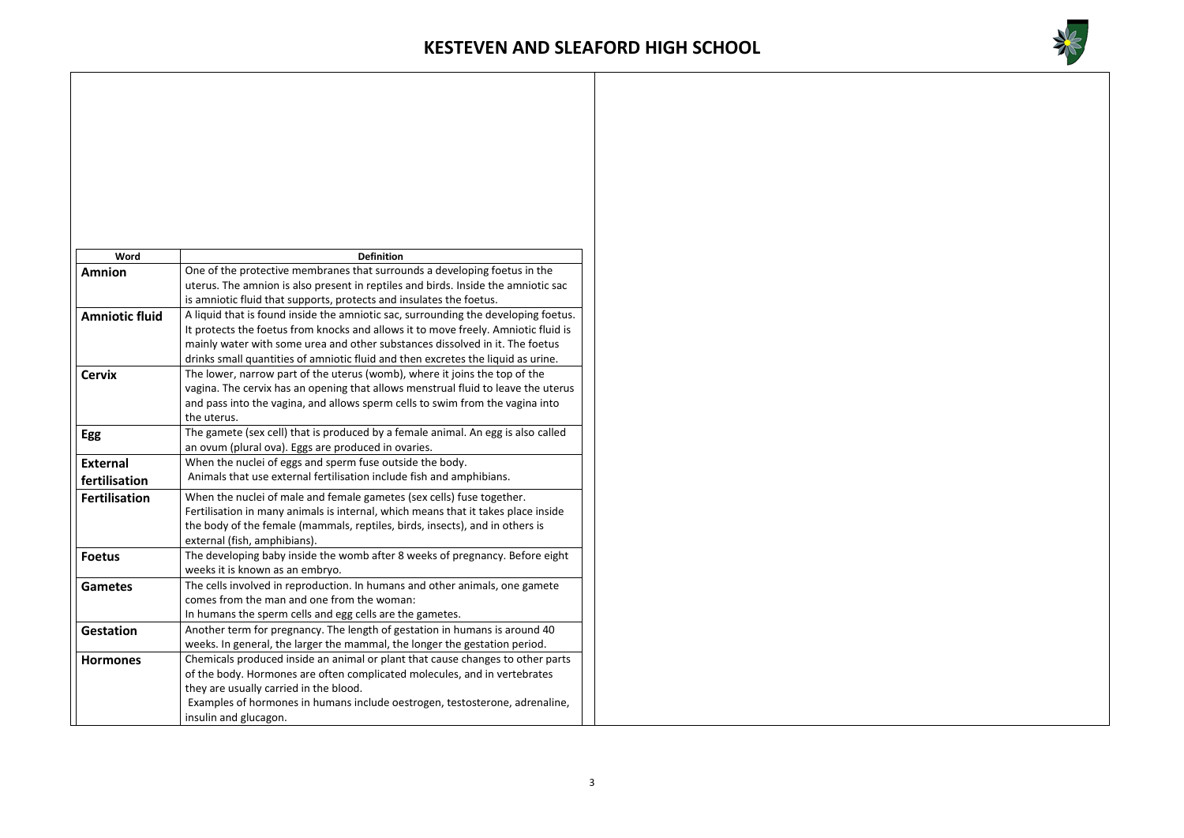# KESTEVEN AND SLEAFORD HIGH SCHOOL

| Word | Definition |
|---|---|
| **Amnion** | One of the protective membranes that surrounds a developing foetus in the uterus. The amnion is also present in reptiles and birds. Inside the amniotic sac is amniotic fluid that supports, protects and insulates the foetus. |
| **Amniotic fluid** | A liquid that is found inside the amniotic sac, surrounding the developing foetus. It protects the foetus from knocks and allows it to move freely. Amniotic fluid is mainly water with some urea and other substances dissolved in it. The foetus drinks small quantities of amniotic fluid and then excretes the liquid as urine. |
| **Cervix** | The lower, narrow part of the uterus (womb), where it joins the top of the vagina. The cervix has an opening that allows menstrual fluid to leave the uterus and pass into the vagina, and allows sperm cells to swim from the vagina into the uterus. |
| **Egg** | The gamete (sex cell) that is produced by a female animal. An egg is also called an ovum (plural ova). Eggs are produced in ovaries. |
| **External fertilisation** | When the nuclei of eggs and sperm fuse outside the body. Animals that use external fertilisation include fish and amphibians. |
| **Fertilisation** | When the nuclei of male and female gametes (sex cells) fuse together. Fertilisation in many animals is internal, which means that it takes place inside the body of the female (mammals, reptiles, birds, insects), and in others is external (fish, amphibians). |
| **Foetus** | The developing baby inside the womb after 8 weeks of pregnancy. Before eight weeks it is known as an embryo. |
| **Gametes** | The cells involved in reproduction. In humans and other animals, one gamete comes from the man and one from the woman: In humans the sperm cells and egg cells are the gametes. |
| **Gestation** | Another term for pregnancy. The length of gestation in humans is around 40 weeks. In general, the larger the mammal, the longer the gestation period. |
| **Hormones** | Chemicals produced inside an animal or plant that cause changes to other parts of the body. Hormones are often complicated molecules, and in vertebrates they are usually carried in the blood. Examples of hormones in humans include oestrogen, testosterone, adrenaline, insulin and glucagon. |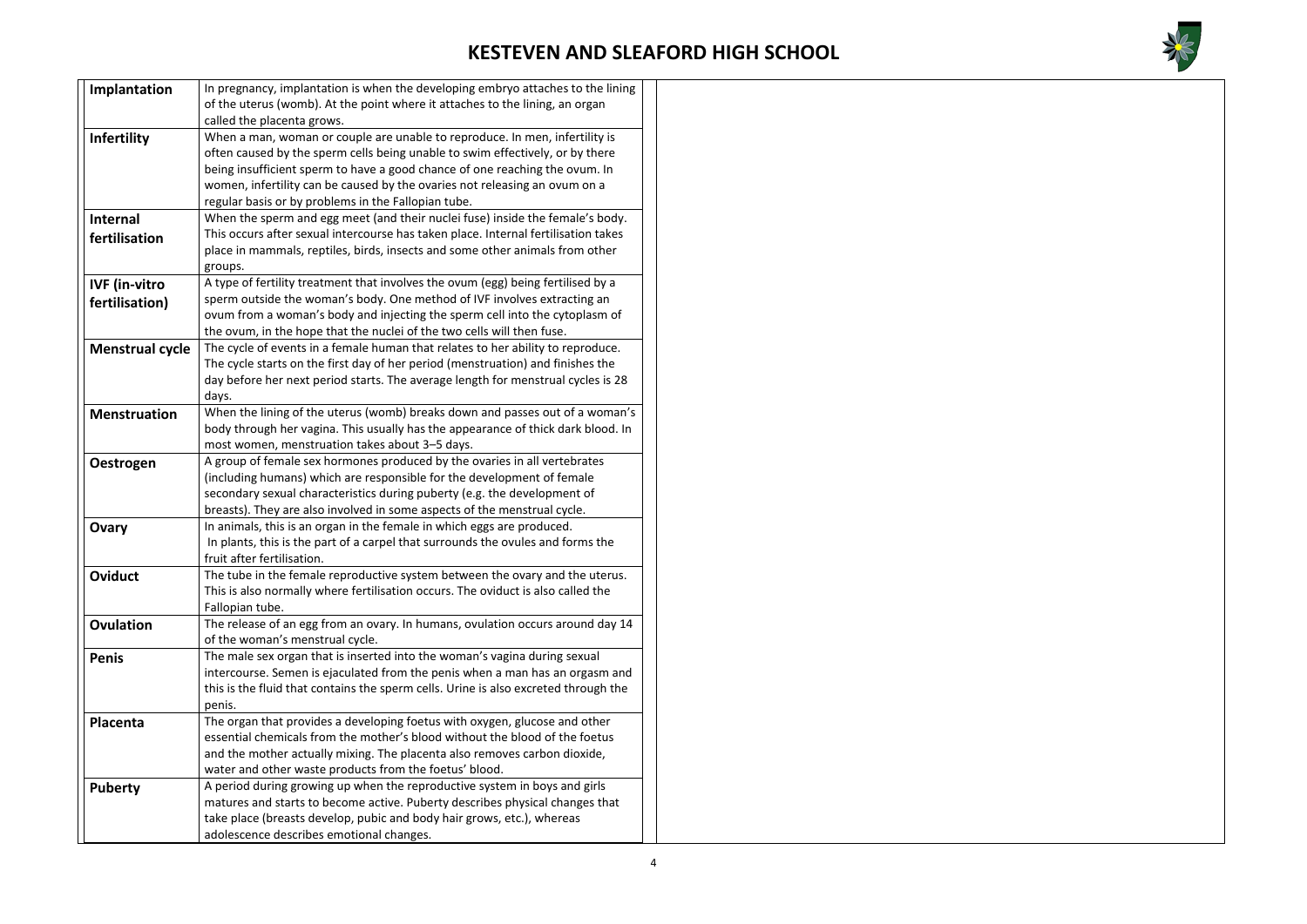| | |
|---|---|
| **Implantation** | In pregnancy, implantation is when the developing embryo attaches to the lining of the uterus (womb). At the point where it attaches to the lining, an organ called the placenta grows. |
| **Infertility** | When a man, woman or couple are unable to reproduce. In men, infertility is often caused by the sperm cells being unable to swim effectively, or by there being insufficient sperm to have a good chance of one reaching the ovum. In women, infertility can be caused by the ovaries not releasing an ovum on a regular basis or by problems in the Fallopian tube. |
| **Internal fertilisation** | When the sperm and egg meet (and their nuclei fuse) inside the female's body. This occurs after sexual intercourse has taken place. Internal fertilisation takes place in mammals, reptiles, birds, insects and some other animals from other groups. |
| **IVF (in-vitro fertilisation)** | A type of fertility treatment that involves the ovum (egg) being fertilised by a sperm outside the woman's body. One method of IVF involves extracting an ovum from a woman's body and injecting the sperm cell into the cytoplasm of the ovum, in the hope that the nuclei of the two cells will then fuse. |
| **Menstrual cycle** | The cycle of events in a female human that relates to her ability to reproduce. The cycle starts on the first day of her period (menstruation) and finishes the day before her next period starts. The average length for menstrual cycles is 28 days. |
| **Menstruation** | When the lining of the uterus (womb) breaks down and passes out of a woman's body through her vagina. This usually has the appearance of thick dark blood. In most women, menstruation takes about 3–5 days. |
| **Oestrogen** | A group of female sex hormones produced by the ovaries in all vertebrates (including humans) which are responsible for the development of female secondary sexual characteristics during puberty (e.g. the development of breasts). They are also involved in some aspects of the menstrual cycle. |
| **Ovary** | In animals, this is an organ in the female in which eggs are produced. In plants, this is the part of a carpel that surrounds the ovules and forms the fruit after fertilisation. |
| **Oviduct** | The tube in the female reproductive system between the ovary and the uterus. This is also normally where fertilisation occurs. The oviduct is also called the Fallopian tube. |
| **Ovulation** | The release of an egg from an ovary. In humans, ovulation occurs around day 14 of the woman's menstrual cycle. |
| **Penis** | The male sex organ that is inserted into the woman's vagina during sexual intercourse. Semen is ejaculated from the penis when a man has an orgasm and this is the fluid that contains the sperm cells. Urine is also excreted through the penis. |
| **Placenta** | The organ that provides a developing foetus with oxygen, glucose and other essential chemicals from the mother's blood without the blood of the foetus and the mother actually mixing. The placenta also removes carbon dioxide, water and other waste products from the foetus' blood. |
| **Puberty** | A period during growing up when the reproductive system in boys and girls matures and starts to become active. Puberty describes physical changes that take place (breasts develop, pubic and body hair grows, etc.), whereas adolescence describes emotional changes. |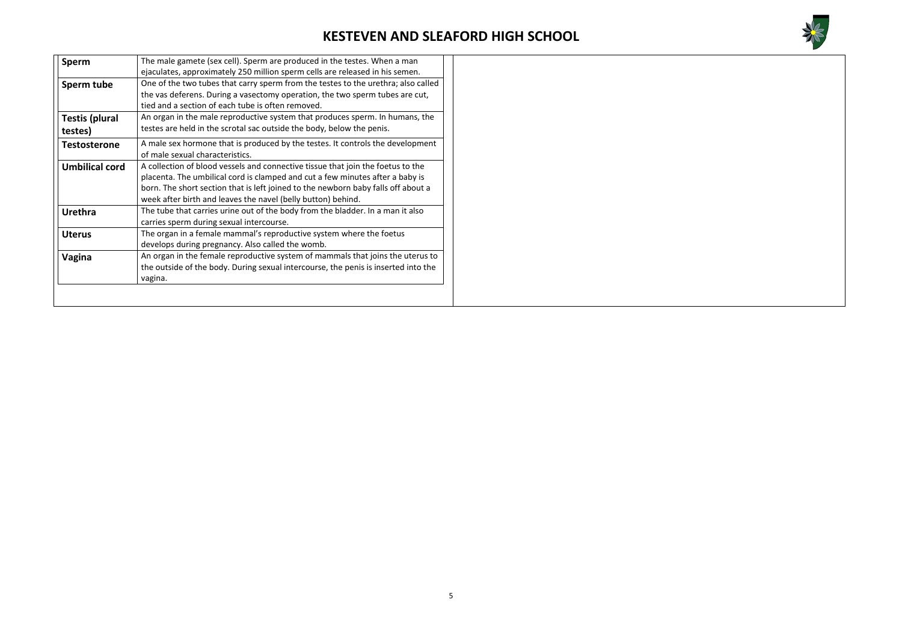| | |
|---|---|
| **Sperm** | The male gamete (sex cell). Sperm are produced in the testes. When a man ejaculates, approximately 250 million sperm cells are released in his semen. |
| **Sperm tube** | One of the two tubes that carry sperm from the testes to the urethra; also called the vas deferens. During a vasectomy operation, the two sperm tubes are cut, tied and a section of each tube is often removed. |
| **Testis (plural testes)** | An organ in the male reproductive system that produces sperm. In humans, the testes are held in the scrotal sac outside the body, below the penis. |
| **Testosterone** | A male sex hormone that is produced by the testes. It controls the development of male sexual characteristics. |
| **Umbilical cord** | A collection of blood vessels and connective tissue that join the foetus to the placenta. The umbilical cord is clamped and cut a few minutes after a baby is born. The short section that is left joined to the newborn baby falls off about a week after birth and leaves the navel (belly button) behind. |
| **Urethra** | The tube that carries urine out of the body from the bladder. In a man it also carries sperm during sexual intercourse. |
| **Uterus** | The organ in a female mammal's reproductive system where the foetus develops during pregnancy. Also called the womb. |
| **Vagina** | An organ in the female reproductive system of mammals that joins the uterus to the outside of the body. During sexual intercourse, the penis is inserted into the vagina. |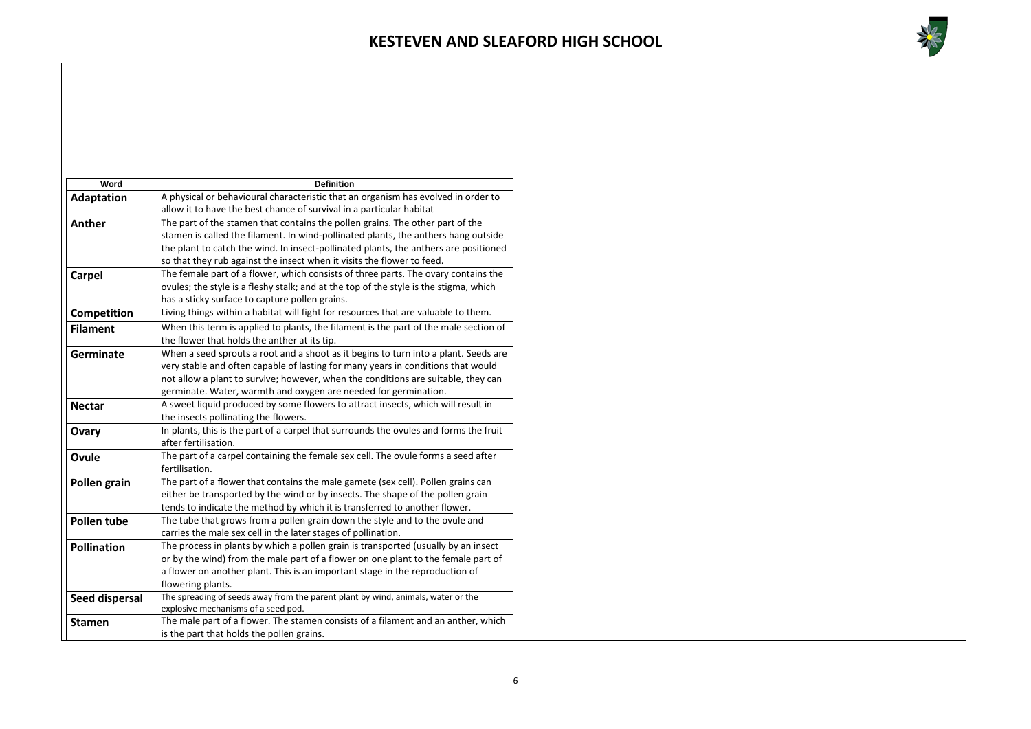| Word | Definition |
| --- | --- |
| **Adaptation** | A physical or behavioural characteristic that an organism has evolved in order to allow it to have the best chance of survival in a particular habitat |
| **Anther** | The part of the stamen that contains the pollen grains. The other part of the stamen is called the filament. In wind-pollinated plants, the anthers hang outside the plant to catch the wind. In insect-pollinated plants, the anthers are positioned so that they rub against the insect when it visits the flower to feed. |
| **Carpel** | The female part of a flower, which consists of three parts. The ovary contains the ovules; the style is a fleshy stalk; and at the top of the style is the stigma, which has a sticky surface to capture pollen grains. |
| **Competition** | Living things within a habitat will fight for resources that are valuable to them. |
| **Filament** | When this term is applied to plants, the filament is the part of the male section of the flower that holds the anther at its tip. |
| **Germinate** | When a seed sprouts a root and a shoot as it begins to turn into a plant. Seeds are very stable and often capable of lasting for many years in conditions that would not allow a plant to survive; however, when the conditions are suitable, they can germinate. Water, warmth and oxygen are needed for germination. |
| **Nectar** | A sweet liquid produced by some flowers to attract insects, which will result in the insects pollinating the flowers. |
| **Ovary** | In plants, this is the part of a carpel that surrounds the ovules and forms the fruit after fertilisation. |
| **Ovule** | The part of a carpel containing the female sex cell. The ovule forms a seed after fertilisation. |
| **Pollen grain** | The part of a flower that contains the male gamete (sex cell). Pollen grains can either be transported by the wind or by insects. The shape of the pollen grain tends to indicate the method by which it is transferred to another flower. |
| **Pollen tube** | The tube that grows from a pollen grain down the style and to the ovule and carries the male sex cell in the later stages of pollination. |
| **Pollination** | The process in plants by which a pollen grain is transported (usually by an insect or by the wind) from the male part of a flower on one plant to the female part of a flower on another plant. This is an important stage in the reproduction of flowering plants. |
| **Seed dispersal** | The spreading of seeds away from the parent plant by wind, animals, water or the explosive mechanisms of a seed pod. |
| **Stamen** | The male part of a flower. The stamen consists of a filament and an anther, which is the part that holds the pollen grains. |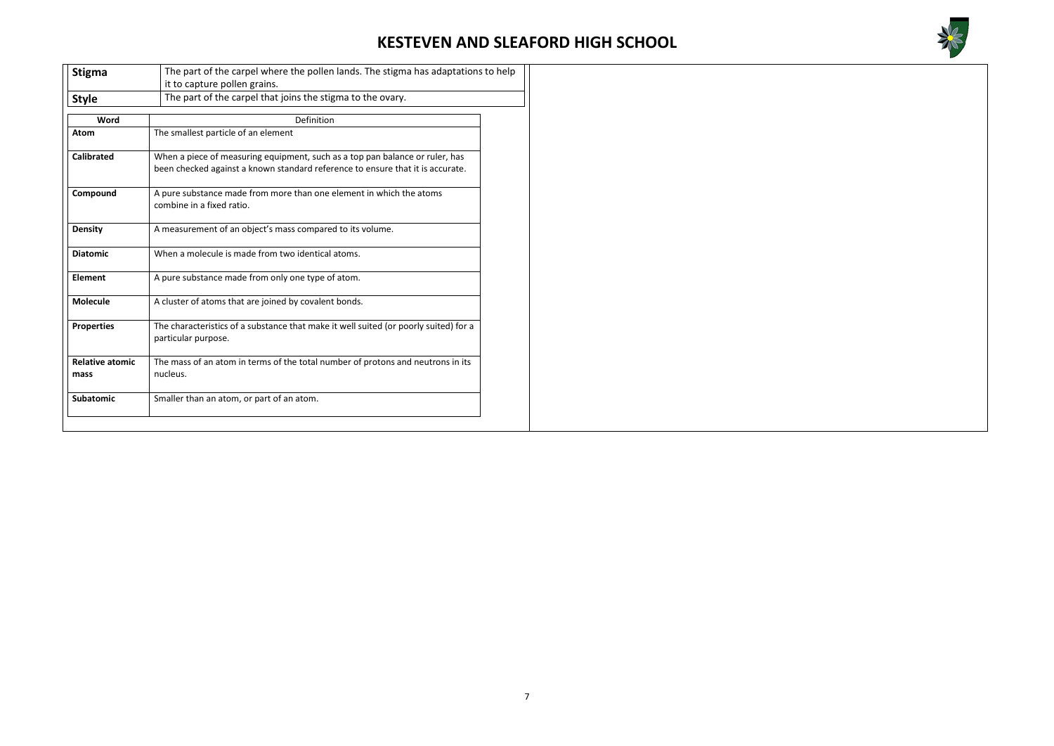| | |
|---|---|
| **Stigma** | The part of the carpel where the pollen lands. The stigma has adaptations to help it to capture pollen grains. |
| **Style** | The part of the carpel that joins the stigma to the ovary. |

| Word | Definition |
|---|---|
| **Atom** | The smallest particle of an element |
| **Calibrated** | When a piece of measuring equipment, such as a top pan balance or ruler, has been checked against a known standard reference to ensure that it is accurate. |
| **Compound** | A pure substance made from more than one element in which the atoms combine in a fixed ratio. |
| **Density** | A measurement of an object's mass compared to its volume. |
| **Diatomic** | When a molecule is made from two identical atoms. |
| **Element** | A pure substance made from only one type of atom. |
| **Molecule** | A cluster of atoms that are joined by covalent bonds. |
| **Properties** | The characteristics of a substance that make it well suited (or poorly suited) for a particular purpose. |
| **Relative atomic mass** | The mass of an atom in terms of the total number of protons and neutrons in its nucleus. |
| **Subatomic** | Smaller than an atom, or part of an atom. |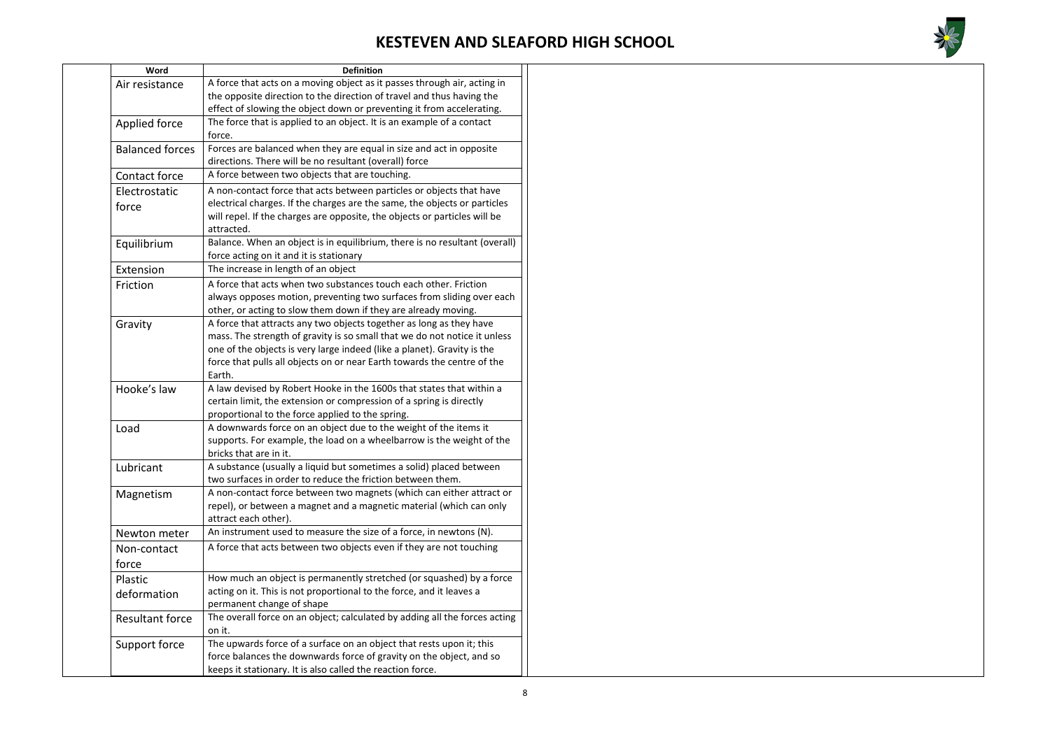| Word | Definition |
|---|---|
| Air resistance | A force that acts on a moving object as it passes through air, acting in the opposite direction to the direction of travel and thus having the effect of slowing the object down or preventing it from accelerating. |
| Applied force | The force that is applied to an object. It is an example of a contact force. |
| Balanced forces | Forces are balanced when they are equal in size and act in opposite directions. There will be no resultant (overall) force |
| Contact force | A force between two objects that are touching. |
| Electrostatic force | A non-contact force that acts between particles or objects that have electrical charges. If the charges are the same, the objects or particles will repel. If the charges are opposite, the objects or particles will be attracted. |
| Equilibrium | Balance. When an object is in equilibrium, there is no resultant (overall) force acting on it and it is stationary |
| Extension | The increase in length of an object |
| Friction | A force that acts when two substances touch each other. Friction always opposes motion, preventing two surfaces from sliding over each other, or acting to slow them down if they are already moving. |
| Gravity | A force that attracts any two objects together as long as they have mass. The strength of gravity is so small that we do not notice it unless one of the objects is very large indeed (like a planet). Gravity is the force that pulls all objects on or near Earth towards the centre of the Earth. |
| Hooke's law | A law devised by Robert Hooke in the 1600s that states that within a certain limit, the extension or compression of a spring is directly proportional to the force applied to the spring. |
| Load | A downwards force on an object due to the weight of the items it supports. For example, the load on a wheelbarrow is the weight of the bricks that are in it. |
| Lubricant | A substance (usually a liquid but sometimes a solid) placed between two surfaces in order to reduce the friction between them. |
| Magnetism | A non-contact force between two magnets (which can either attract or repel), or between a magnet and a magnetic material (which can only attract each other). |
| Newton meter | An instrument used to measure the size of a force, in newtons (N). |
| Non-contact force | A force that acts between two objects even if they are not touching |
| Plastic deformation | How much an object is permanently stretched (or squashed) by a force acting on it. This is not proportional to the force, and it leaves a permanent change of shape |
| Resultant force | The overall force on an object; calculated by adding all the forces acting on it. |
| Support force | The upwards force of a surface on an object that rests upon it; this force balances the downwards force of gravity on the object, and so keeps it stationary. It is also called the reaction force. |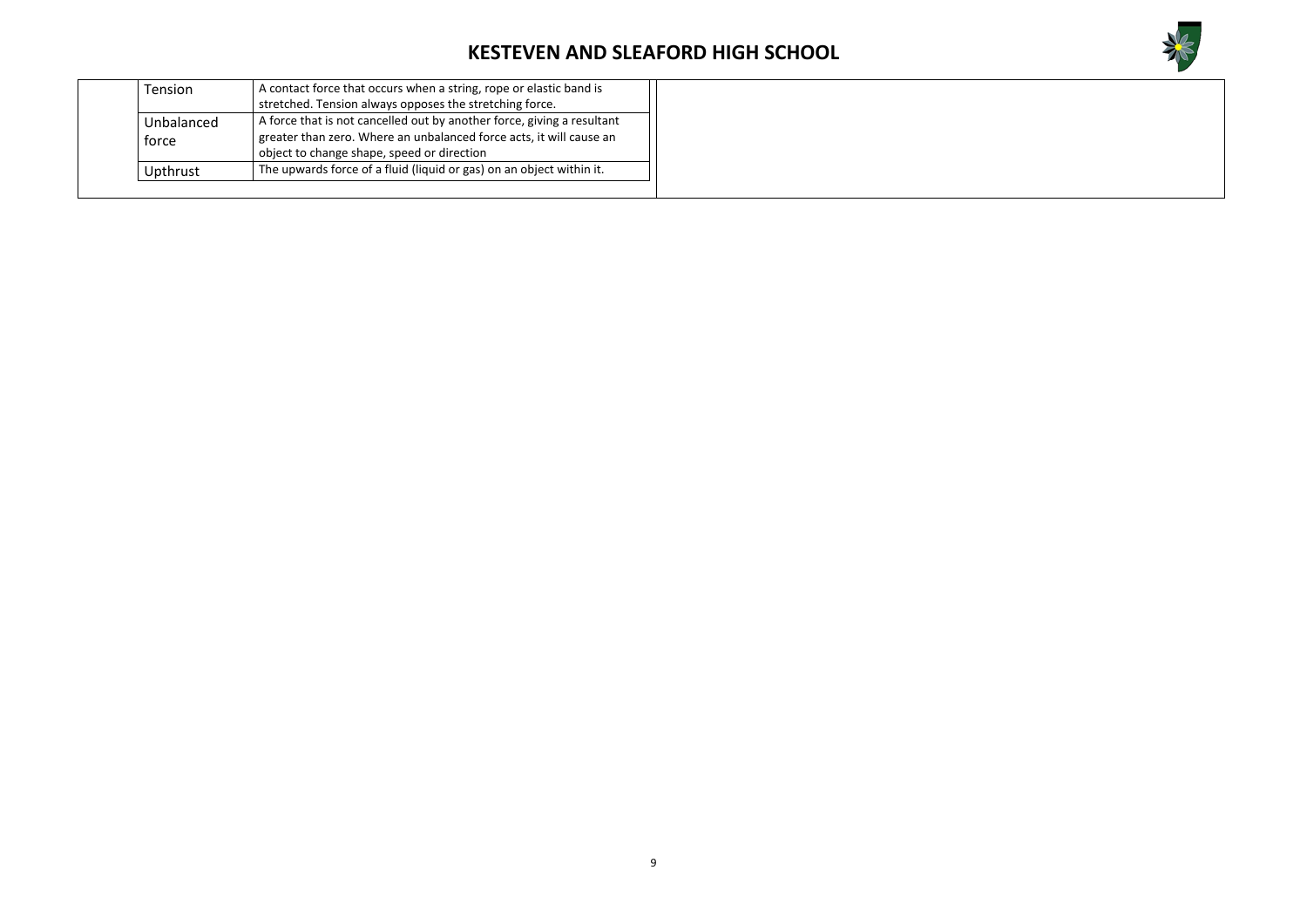| Tension | A contact force that occurs when a string, rope or elastic band is stretched. Tension always opposes the stretching force. |
|---|---|
| Unbalanced force | A force that is not cancelled out by another force, giving a resultant greater than zero. Where an unbalanced force acts, it will cause an object to change shape, speed or direction |
| Upthrust | The upwards force of a fluid (liquid or gas) on an object within it. |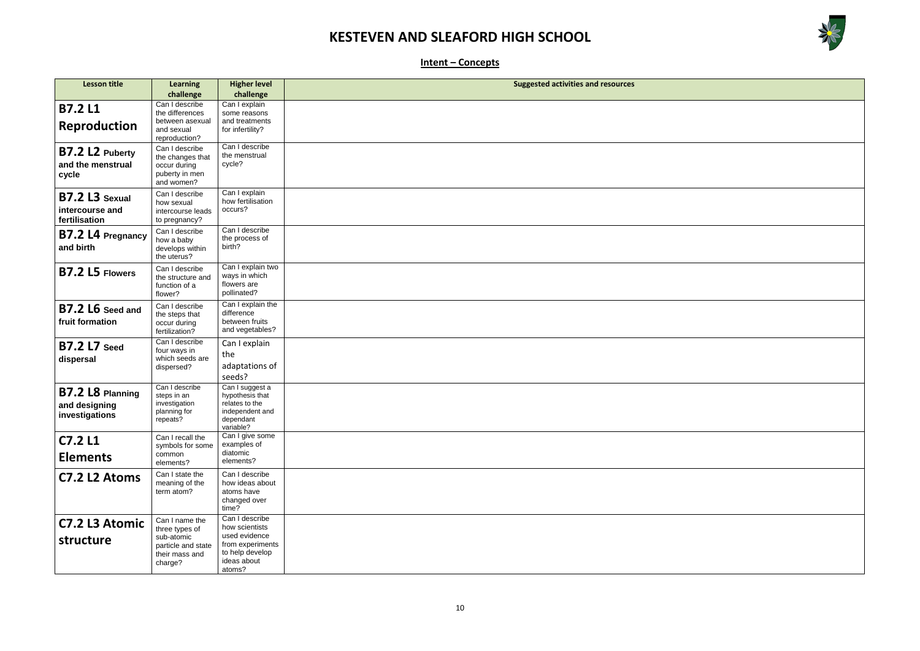# KESTEVEN AND SLEAFORD HIGH SCHOOL

## Intent – Concepts

| Lesson title | Learning challenge | Higher level challenge | Suggested activities and resources |
|---|---|---|---|
| **B7.2 L1 Reproduction** | Can I describe the differences between asexual and sexual reproduction? | Can I explain some reasons and treatments for infertility? | |
| **B7.2 L2 Puberty and the menstrual cycle** | Can I describe the changes that occur during puberty in men and women? | Can I describe the menstrual cycle? | |
| **B7.2 L3 Sexual intercourse and fertilisation** | Can I describe how sexual intercourse leads to pregnancy? | Can I explain how fertilisation occurs? | |
| **B7.2 L4 Pregnancy and birth** | Can I describe how a baby develops within the uterus? | Can I describe the process of birth? | |
| **B7.2 L5 Flowers** | Can I describe the structure and function of a flower? | Can I explain two ways in which flowers are pollinated? | |
| **B7.2 L6 Seed and fruit formation** | Can I describe the steps that occur during fertilization? | Can I explain the difference between fruits and vegetables? | |
| **B7.2 L7 Seed dispersal** | Can I describe four ways in which seeds are dispersed? | Can I explain the adaptations of seeds? | |
| **B7.2 L8 Planning and designing investigations** | Can I describe steps in an investigation planning for repeats? | Can I suggest a hypothesis that relates to the independent and dependant variable? | |
| **C7.2 L1 Elements** | Can I recall the symbols for some common elements? | Can I give some examples of diatomic elements? | |
| **C7.2 L2 Atoms** | Can I state the meaning of the term atom? | Can I describe how ideas about atoms have changed over time? | |
| **C7.2 L3 Atomic structure** | Can I name the three types of sub-atomic particle and state their mass and charge? | Can I describe how scientists used evidence from experiments to help develop ideas about atoms? | |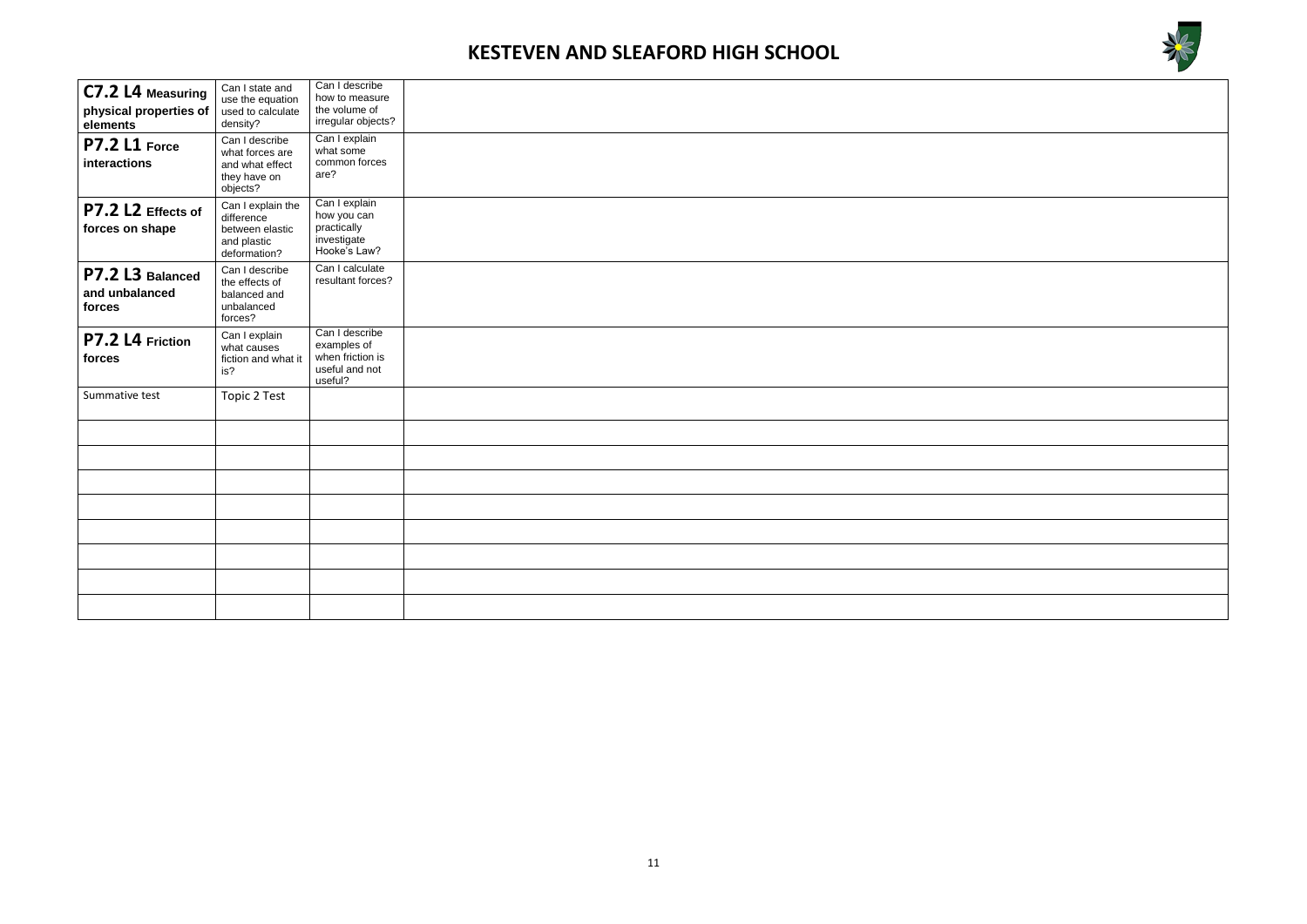KESTEVEN AND SLEAFORD HIGH SCHOOL

| | | | |
|---|---|---|---|
| **C7.2 L4 Measuring physical properties of elements** | Can I state and use the equation used to calculate density? | Can I describe how to measure the volume of irregular objects? | |
| **P7.2 L1 Force interactions** | Can I describe what forces are and what effect they have on objects? | Can I explain what some common forces are? | |
| **P7.2 L2 Effects of forces on shape** | Can I explain the difference between elastic and plastic deformation? | Can I explain how you can practically investigate Hooke's Law? | |
| **P7.2 L3 Balanced and unbalanced forces** | Can I describe the effects of balanced and unbalanced forces? | Can I calculate resultant forces? | |
| **P7.2 L4 Friction forces** | Can I explain what causes fiction and what it is? | Can I describe examples of when friction is useful and not useful? | |
| Summative test | Topic 2 Test | | |
| | | | |
| | | | |
| | | | |
| | | | |
| | | | |
| | | | |
| | | | |
| | | | |